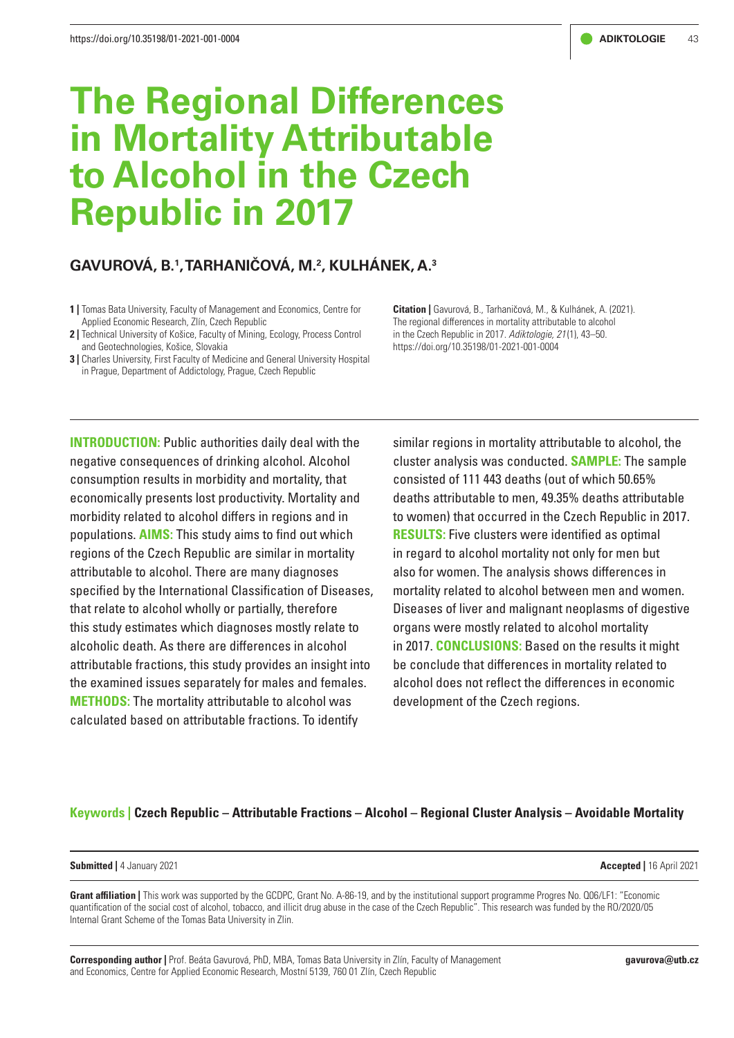# The Regional Differences in Mortality Attributable to Alcohol in the Czech Republic in 2017

## GAVUROVÁ, B.[1], TARHANIČOVÁ, M.[2], KULHÁNEK, A.[3]

**1 |** Tomas Bata University, Faculty of Management and Economics, Centre for Applied Economic Research, Zlín, Czech Republic

**2 |** Technical University of Košice, Faculty of Mining, Ecology, Process Control and Geotechnologies, Košice, Slovakia

**3 |** Charles University, First Faculty of Medicine and General University Hospital in Prague, Department of Addictology, Prague, Czech Republic

**Citation |** Gavurová, B., Tarhaničová, M., & Kulhánek, A. (2021). The regional differences in mortality attributable to alcohol in the Czech Republic in 2017. *Adiktologie, 21*(1), 43–50. https://doi.org/10.35198/01-2021-001-0004

**INTRODUCTION:** Public authorities daily deal with the negative consequences of drinking alcohol. Alcohol consumption results in morbidity and mortality, that economically presents lost productivity. Mortality and morbidity related to alcohol differs in regions and in populations. **AIMS:** This study aims to find out which regions of the Czech Republic are similar in mortality attributable to alcohol. There are many diagnoses specified by the International Classification of Diseases, that relate to alcohol wholly or partially, therefore this study estimates which diagnoses mostly relate to alcoholic death. As there are differences in alcohol attributable fractions, this study provides an insight into the examined issues separately for males and females. **METHODS:** The mortality attributable to alcohol was calculated based on attributable fractions. To identify similar regions in mortality attributable to alcohol, the cluster analysis was conducted. **SAMPLE:** The sample consisted of 111 443 deaths (out of which 50.65% deaths attributable to men, 49.35% deaths attributable to women) that occurred in the Czech Republic in 2017. **RESULTS:** Five clusters were identified as optimal in regard to alcohol mortality not only for men but also for women. The analysis shows differences in mortality related to alcohol between men and women. Diseases of liver and malignant neoplasms of digestive organs were mostly related to alcohol mortality in 2017. **CONCLUSIONS:** Based on the results it might be conclude that differences in mortality related to alcohol does not reflect the differences in economic development of the Czech regions.

**Keywords | Czech Republic – Attributable Fractions – Alcohol – Regional Cluster Analysis – Avoidable Mortality**

**Submitted |** 4 January 2021

**Accepted |** 16 April 2021

**Grant affiliation |** This work was supported by the GCDPC, Grant No. A-86-19, and by the institutional support programme Progres No. Q06/LF1: "Economic quantification of the social cost of alcohol, tobacco, and illicit drug abuse in the case of the Czech Republic". This research was funded by the RO/2020/05 Internal Grant Scheme of the Tomas Bata University in Zlín.

**Corresponding author |** Prof. Beáta Gavurová, PhD, MBA, Tomas Bata University in Zlín, Faculty of Management and Economics, Centre for Applied Economic Research, Mostní 5139, 760 01 Zlín, Czech Republic

**gavurova@utb.cz**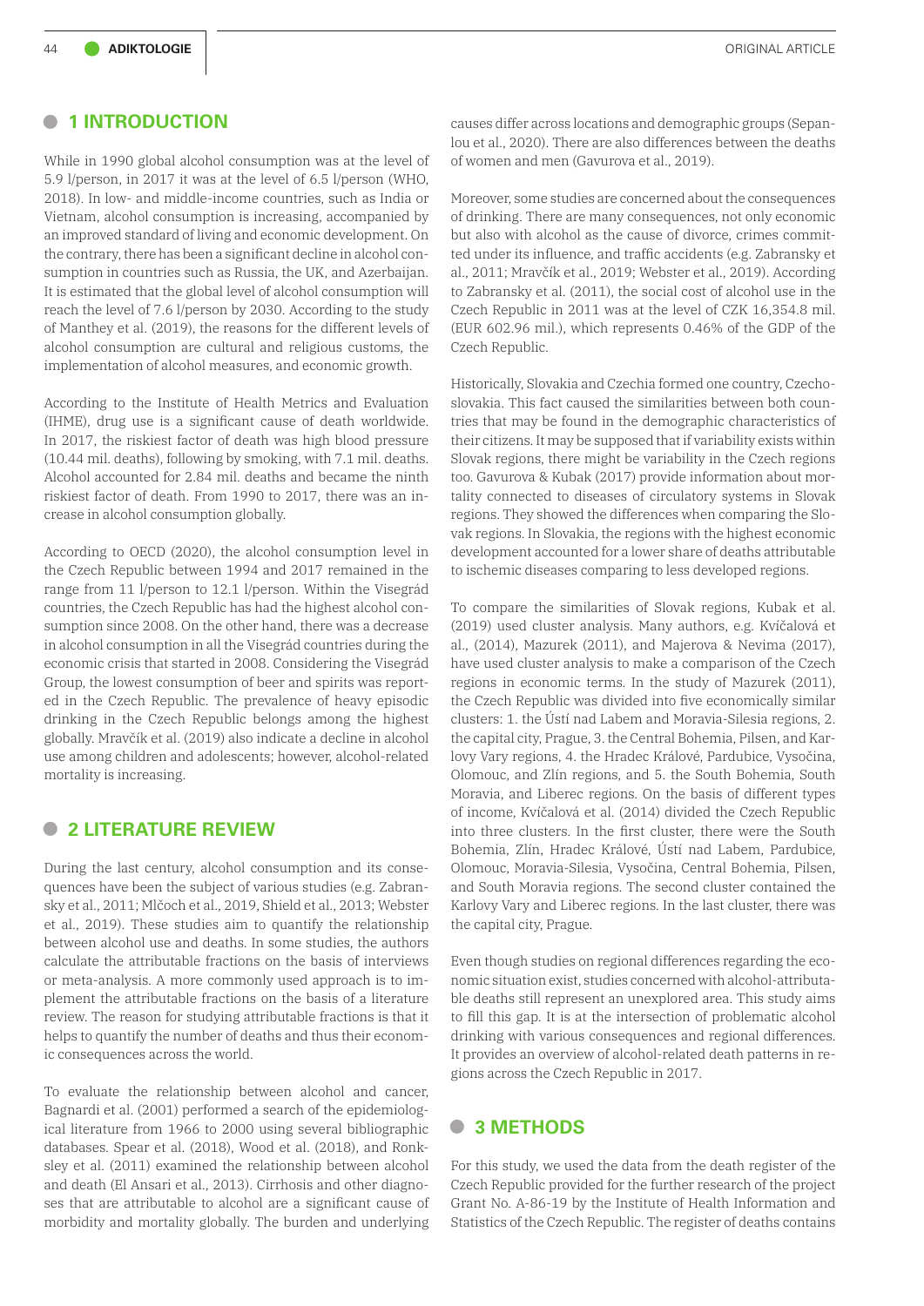## 1 INTRODUCTION

While in 1990 global alcohol consumption was at the level of 5.9 l/person, in 2017 it was at the level of 6.5 l/person (WHO, 2018). In low- and middle-income countries, such as India or Vietnam, alcohol consumption is increasing, accompanied by an improved standard of living and economic development. On the contrary, there has been a significant decline in alcohol consumption in countries such as Russia, the UK, and Azerbaijan. It is estimated that the global level of alcohol consumption will reach the level of 7.6 l/person by 2030. According to the study of Manthey et al. (2019), the reasons for the different levels of alcohol consumption are cultural and religious customs, the implementation of alcohol measures, and economic growth.

According to the Institute of Health Metrics and Evaluation (IHME), drug use is a significant cause of death worldwide. In 2017, the riskiest factor of death was high blood pressure (10.44 mil. deaths), following by smoking, with 7.1 mil. deaths. Alcohol accounted for 2.84 mil. deaths and became the ninth riskiest factor of death. From 1990 to 2017, there was an increase in alcohol consumption globally.

According to OECD (2020), the alcohol consumption level in the Czech Republic between 1994 and 2017 remained in the range from 11 l/person to 12.1 l/person. Within the Visegrád countries, the Czech Republic has had the highest alcohol consumption since 2008. On the other hand, there was a decrease in alcohol consumption in all the Visegrád countries during the economic crisis that started in 2008. Considering the Visegrád Group, the lowest consumption of beer and spirits was reported in the Czech Republic. The prevalence of heavy episodic drinking in the Czech Republic belongs among the highest globally. Mravčík et al. (2019) also indicate a decline in alcohol use among children and adolescents; however, alcohol-related mortality is increasing.

## 2 LITERATURE REVIEW

During the last century, alcohol consumption and its consequences have been the subject of various studies (e.g. Zabransky et al., 2011; Mlčoch et al., 2019, Shield et al., 2013; Webster et al., 2019). These studies aim to quantify the relationship between alcohol use and deaths. In some studies, the authors calculate the attributable fractions on the basis of interviews or meta-analysis. A more commonly used approach is to implement the attributable fractions on the basis of a literature review. The reason for studying attributable fractions is that it helps to quantify the number of deaths and thus their economic consequences across the world.

To evaluate the relationship between alcohol and cancer, Bagnardi et al. (2001) performed a search of the epidemiological literature from 1966 to 2000 using several bibliographic databases. Spear et al. (2018), Wood et al. (2018), and Ronksley et al. (2011) examined the relationship between alcohol and death (El Ansari et al., 2013). Cirrhosis and other diagnoses that are attributable to alcohol are a significant cause of morbidity and mortality globally. The burden and underlying causes differ across locations and demographic groups (Sepanlou et al., 2020). There are also differences between the deaths of women and men (Gavurova et al., 2019).

Moreover, some studies are concerned about the consequences of drinking. There are many consequences, not only economic but also with alcohol as the cause of divorce, crimes committed under its influence, and traffic accidents (e.g. Zabransky et al., 2011; Mravčík et al., 2019; Webster et al., 2019). According to Zabransky et al. (2011), the social cost of alcohol use in the Czech Republic in 2011 was at the level of CZK 16,354.8 mil. (EUR 602.96 mil.), which represents 0.46% of the GDP of the Czech Republic.

Historically, Slovakia and Czechia formed one country, Czechoslovakia. This fact caused the similarities between both countries that may be found in the demographic characteristics of their citizens. It may be supposed that if variability exists within Slovak regions, there might be variability in the Czech regions too. Gavurova & Kubak (2017) provide information about mortality connected to diseases of circulatory systems in Slovak regions. They showed the differences when comparing the Slovak regions. In Slovakia, the regions with the highest economic development accounted for a lower share of deaths attributable to ischemic diseases comparing to less developed regions.

To compare the similarities of Slovak regions, Kubak et al. (2019) used cluster analysis. Many authors, e.g. Kvíčalová et al., (2014), Mazurek (2011), and Majerova & Nevima (2017), have used cluster analysis to make a comparison of the Czech regions in economic terms. In the study of Mazurek (2011), the Czech Republic was divided into five economically similar clusters: 1. the Ústí nad Labem and Moravia-Silesia regions, 2. the capital city, Prague, 3. the Central Bohemia, Pilsen, and Karlovy Vary regions, 4. the Hradec Králové, Pardubice, Vysočina, Olomouc, and Zlín regions, and 5. the South Bohemia, South Moravia, and Liberec regions. On the basis of different types of income, Kvíčalová et al. (2014) divided the Czech Republic into three clusters. In the first cluster, there were the South Bohemia, Zlín, Hradec Králové, Ústí nad Labem, Pardubice, Olomouc, Moravia-Silesia, Vysočina, Central Bohemia, Pilsen, and South Moravia regions. The second cluster contained the Karlovy Vary and Liberec regions. In the last cluster, there was the capital city, Prague.

Even though studies on regional differences regarding the economic situation exist, studies concerned with alcohol-attributable deaths still represent an unexplored area. This study aims to fill this gap. It is at the intersection of problematic alcohol drinking with various consequences and regional differences. It provides an overview of alcohol-related death patterns in regions across the Czech Republic in 2017.

## 3 METHODS

For this study, we used the data from the death register of the Czech Republic provided for the further research of the project Grant No. A-86-19 by the Institute of Health Information and Statistics of the Czech Republic. The register of deaths contains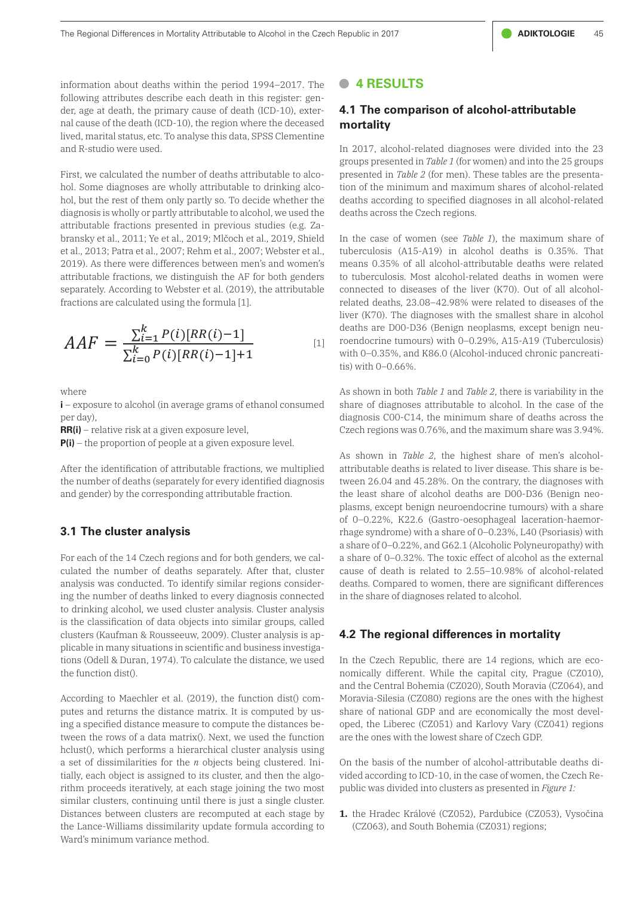information about deaths within the period 1994–2017. The following attributes describe each death in this register: gender, age at death, the primary cause of death (ICD-10), external cause of the death (ICD-10), the region where the deceased lived, marital status, etc. To analyse this data, SPSS Clementine and R-studio were used.

First, we calculated the number of deaths attributable to alcohol. Some diagnoses are wholly attributable to drinking alcohol, but the rest of them only partly so. To decide whether the diagnosis is wholly or partly attributable to alcohol, we used the attributable fractions presented in previous studies (e.g. Zabransky et al., 2011; Ye et al., 2019; Mlčoch et al., 2019, Shield et al., 2013; Patra et al., 2007; Rehm et al., 2007; Webster et al., 2019). As there were differences between men's and women's attributable fractions, we distinguish the AF for both genders separately. According to Webster et al. (2019), the attributable fractions are calculated using the formula [1].

$$AAF = \frac{\sum_{i=1}^{k} P(i)[RR(i)-1]}{\sum_{i=0}^{k} P(i)[RR(i)-1]+1} \quad [1]$$

where

**i** – exposure to alcohol (in average grams of ethanol consumed per day),

**RR(i)** – relative risk at a given exposure level,

**P(i)** – the proportion of people at a given exposure level.

After the identification of attributable fractions, we multiplied the number of deaths (separately for every identified diagnosis and gender) by the corresponding attributable fraction.

### 3.1 The cluster analysis

For each of the 14 Czech regions and for both genders, we calculated the number of deaths separately. After that, cluster analysis was conducted. To identify similar regions considering the number of deaths linked to every diagnosis connected to drinking alcohol, we used cluster analysis. Cluster analysis is the classification of data objects into similar groups, called clusters (Kaufman & Rousseeuw, 2009). Cluster analysis is applicable in many situations in scientific and business investigations (Odell & Duran, 1974). To calculate the distance, we used the function dist().

According to Maechler et al. (2019), the function dist() computes and returns the distance matrix. It is computed by using a specified distance measure to compute the distances between the rows of a data matrix(). Next, we used the function hclust(), which performs a hierarchical cluster analysis using a set of dissimilarities for the *n* objects being clustered. Initially, each object is assigned to its cluster, and then the algorithm proceeds iteratively, at each stage joining the two most similar clusters, continuing until there is just a single cluster. Distances between clusters are recomputed at each stage by the Lance-Williams dissimilarity update formula according to Ward's minimum variance method.

## 4 RESULTS

### 4.1 The comparison of alcohol-attributable mortality

In 2017, alcohol-related diagnoses were divided into the 23 groups presented in *Table 1* (for women) and into the 25 groups presented in *Table 2* (for men). These tables are the presentation of the minimum and maximum shares of alcohol-related deaths according to specified diagnoses in all alcohol-related deaths across the Czech regions.

In the case of women (see *Table 1*), the maximum share of tuberculosis (A15-A19) in alcohol deaths is 0.35%. That means 0.35% of all alcohol-attributable deaths were related to tuberculosis. Most alcohol-related deaths in women were connected to diseases of the liver (K70). Out of all alcohol-related deaths, 23.08–42.98% were related to diseases of the liver (K70). The diagnoses with the smallest share in alcohol deaths are D00-D36 (Benign neoplasms, except benign neuroendocrine tumours) with 0–0.29%, A15-A19 (Tuberculosis) with 0–0.35%, and K86.0 (Alcohol-induced chronic pancreatitis) with 0–0.66%.

As shown in both *Table 1* and *Table 2*, there is variability in the share of diagnoses attributable to alcohol. In the case of the diagnosis C00-C14, the minimum share of deaths across the Czech regions was 0.76%, and the maximum share was 3.94%.

As shown in *Table 2*, the highest share of men's alcohol-attributable deaths is related to liver disease. This share is between 26.04 and 45.28%. On the contrary, the diagnoses with the least share of alcohol deaths are D00-D36 (Benign neoplasms, except benign neuroendocrine tumours) with a share of 0–0.22%, K22.6 (Gastro-oesophageal laceration-haemorrhage syndrome) with a share of 0–0.23%, L40 (Psoriasis) with a share of 0–0.22%, and G62.1 (Alcoholic Polyneuropathy) with a share of 0–0.32%. The toxic effect of alcohol as the external cause of death is related to 2.55–10.98% of alcohol-related deaths. Compared to women, there are significant differences in the share of diagnoses related to alcohol.

### 4.2 The regional differences in mortality

In the Czech Republic, there are 14 regions, which are economically different. While the capital city, Prague (CZ010), and the Central Bohemia (CZ020), South Moravia (CZ064), and Moravia-Silesia (CZ080) regions are the ones with the highest share of national GDP and are economically the most developed, the Liberec (CZ051) and Karlovy Vary (CZ041) regions are the ones with the lowest share of Czech GDP.

On the basis of the number of alcohol-attributable deaths divided according to ICD-10, in the case of women, the Czech Republic was divided into clusters as presented in *Figure 1:*

1. the Hradec Králové (CZ052), Pardubice (CZ053), Vysočina (CZ063), and South Bohemia (CZ031) regions;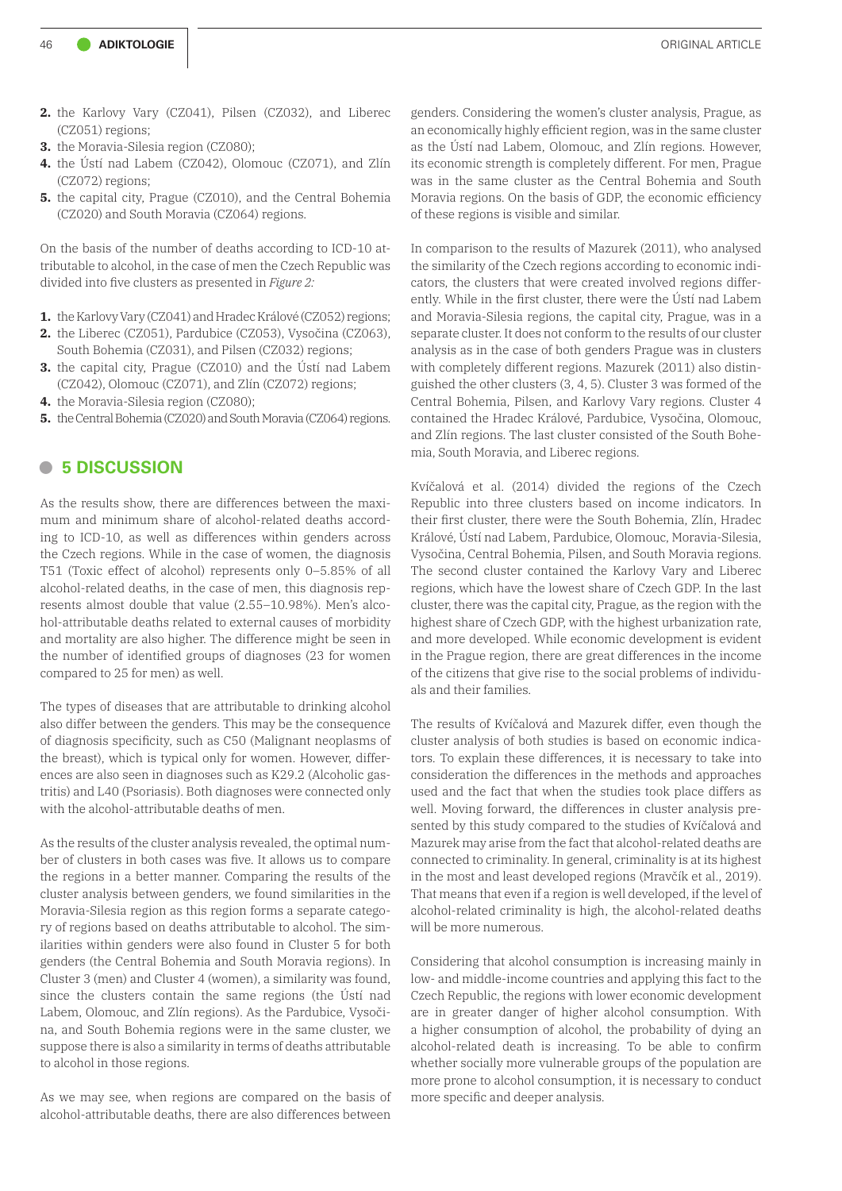2. the Karlovy Vary (CZ041), Pilsen (CZ032), and Liberec (CZ051) regions;
3. the Moravia-Silesia region (CZ080);
4. the Ústí nad Labem (CZ042), Olomouc (CZ071), and Zlín (CZ072) regions;
5. the capital city, Prague (CZ010), and the Central Bohemia (CZ020) and South Moravia (CZ064) regions.

On the basis of the number of deaths according to ICD-10 attributable to alcohol, in the case of men the Czech Republic was divided into five clusters as presented in *Figure 2:*

1. the Karlovy Vary (CZ041) and Hradec Králové (CZ052) regions;
2. the Liberec (CZ051), Pardubice (CZ053), Vysočina (CZ063), South Bohemia (CZ031), and Pilsen (CZ032) regions;
3. the capital city, Prague (CZ010) and the Ústí nad Labem (CZ042), Olomouc (CZ071), and Zlín (CZ072) regions;
4. the Moravia-Silesia region (CZ080);
5. the Central Bohemia (CZ020) and South Moravia (CZ064) regions.

## 5 DISCUSSION

As the results show, there are differences between the maximum and minimum share of alcohol-related deaths according to ICD-10, as well as differences within genders across the Czech regions. While in the case of women, the diagnosis T51 (Toxic effect of alcohol) represents only 0–5.85% of all alcohol-related deaths, in the case of men, this diagnosis represents almost double that value (2.55–10.98%). Men's alcohol-attributable deaths related to external causes of morbidity and mortality are also higher. The difference might be seen in the number of identified groups of diagnoses (23 for women compared to 25 for men) as well.

The types of diseases that are attributable to drinking alcohol also differ between the genders. This may be the consequence of diagnosis specificity, such as C50 (Malignant neoplasms of the breast), which is typical only for women. However, differences are also seen in diagnoses such as K29.2 (Alcoholic gastritis) and L40 (Psoriasis). Both diagnoses were connected only with the alcohol-attributable deaths of men.

As the results of the cluster analysis revealed, the optimal number of clusters in both cases was five. It allows us to compare the regions in a better manner. Comparing the results of the cluster analysis between genders, we found similarities in the Moravia-Silesia region as this region forms a separate category of regions based on deaths attributable to alcohol. The similarities within genders were also found in Cluster 5 for both genders (the Central Bohemia and South Moravia regions). In Cluster 3 (men) and Cluster 4 (women), a similarity was found, since the clusters contain the same regions (the Ústí nad Labem, Olomouc, and Zlín regions). As the Pardubice, Vysočina, and South Bohemia regions were in the same cluster, we suppose there is also a similarity in terms of deaths attributable to alcohol in those regions.

As we may see, when regions are compared on the basis of alcohol-attributable deaths, there are also differences between genders. Considering the women's cluster analysis, Prague, as an economically highly efficient region, was in the same cluster as the Ústí nad Labem, Olomouc, and Zlín regions. However, its economic strength is completely different. For men, Prague was in the same cluster as the Central Bohemia and South Moravia regions. On the basis of GDP, the economic efficiency of these regions is visible and similar.

In comparison to the results of Mazurek (2011), who analysed the similarity of the Czech regions according to economic indicators, the clusters that were created involved regions differently. While in the first cluster, there were the Ústí nad Labem and Moravia-Silesia regions, the capital city, Prague, was in a separate cluster. It does not conform to the results of our cluster analysis as in the case of both genders Prague was in clusters with completely different regions. Mazurek (2011) also distinguished the other clusters (3, 4, 5). Cluster 3 was formed of the Central Bohemia, Pilsen, and Karlovy Vary regions. Cluster 4 contained the Hradec Králové, Pardubice, Vysočina, Olomouc, and Zlín regions. The last cluster consisted of the South Bohemia, South Moravia, and Liberec regions.

Kvíčalová et al. (2014) divided the regions of the Czech Republic into three clusters based on income indicators. In their first cluster, there were the South Bohemia, Zlín, Hradec Králové, Ústí nad Labem, Pardubice, Olomouc, Moravia-Silesia, Vysočina, Central Bohemia, Pilsen, and South Moravia regions. The second cluster contained the Karlovy Vary and Liberec regions, which have the lowest share of Czech GDP. In the last cluster, there was the capital city, Prague, as the region with the highest share of Czech GDP, with the highest urbanization rate, and more developed. While economic development is evident in the Prague region, there are great differences in the income of the citizens that give rise to the social problems of individuals and their families.

The results of Kvíčalová and Mazurek differ, even though the cluster analysis of both studies is based on economic indicators. To explain these differences, it is necessary to take into consideration the differences in the methods and approaches used and the fact that when the studies took place differs as well. Moving forward, the differences in cluster analysis presented by this study compared to the studies of Kvíčalová and Mazurek may arise from the fact that alcohol-related deaths are connected to criminality. In general, criminality is at its highest in the most and least developed regions (Mravčík et al., 2019). That means that even if a region is well developed, if the level of alcohol-related criminality is high, the alcohol-related deaths will be more numerous.

Considering that alcohol consumption is increasing mainly in low- and middle-income countries and applying this fact to the Czech Republic, the regions with lower economic development are in greater danger of higher alcohol consumption. With a higher consumption of alcohol, the probability of dying an alcohol-related death is increasing. To be able to confirm whether socially more vulnerable groups of the population are more prone to alcohol consumption, it is necessary to conduct more specific and deeper analysis.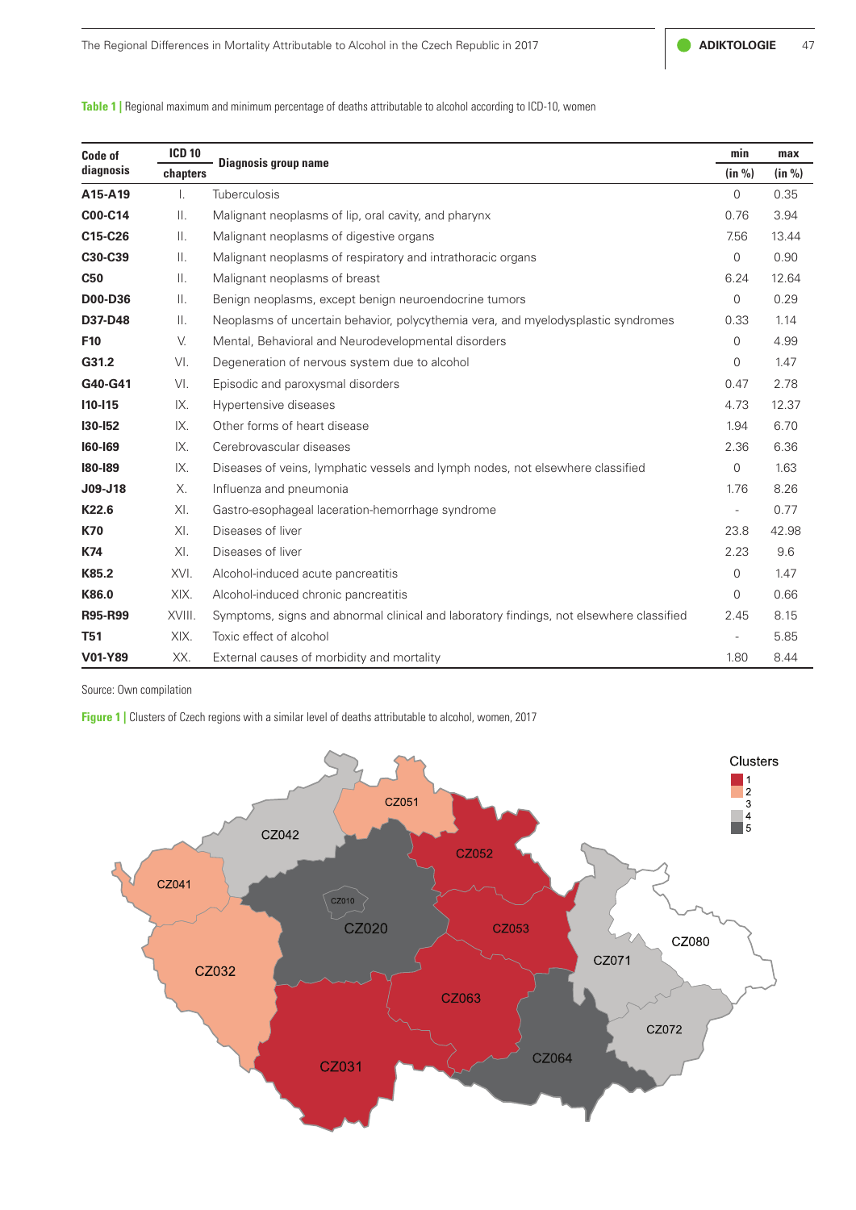**Table 1 |** Regional maximum and minimum percentage of deaths attributable to alcohol according to ICD-10, women

| Code of diagnosis | ICD 10 chapters | Diagnosis group name | min (in %) | max (in %) |
|---|---|---|---|---|
| **A15-A19** | I. | Tuberculosis | 0 | 0.35 |
| **C00-C14** | II. | Malignant neoplasms of lip, oral cavity, and pharynx | 0.76 | 3.94 |
| **C15-C26** | II. | Malignant neoplasms of digestive organs | 7.56 | 13.44 |
| **C30-C39** | II. | Malignant neoplasms of respiratory and intrathoracic organs | 0 | 0.90 |
| **C50** | II. | Malignant neoplasms of breast | 6.24 | 12.64 |
| **D00-D36** | II. | Benign neoplasms, except benign neuroendocrine tumors | 0 | 0.29 |
| **D37-D48** | II. | Neoplasms of uncertain behavior, polycythemia vera, and myelodysplastic syndromes | 0.33 | 1.14 |
| **F10** | V. | Mental, Behavioral and Neurodevelopmental disorders | 0 | 4.99 |
| **G31.2** | VI. | Degeneration of nervous system due to alcohol | 0 | 1.47 |
| **G40-G41** | VI. | Episodic and paroxysmal disorders | 0.47 | 2.78 |
| **I10-I15** | IX. | Hypertensive diseases | 4.73 | 12.37 |
| **I30-I52** | IX. | Other forms of heart disease | 1.94 | 6.70 |
| **I60-I69** | IX. | Cerebrovascular diseases | 2.36 | 6.36 |
| **I80-I89** | IX. | Diseases of veins, lymphatic vessels and lymph nodes, not elsewhere classified | 0 | 1.63 |
| **J09-J18** | X. | Influenza and pneumonia | 1.76 | 8.26 |
| **K22.6** | XI. | Gastro-esophageal laceration-hemorrhage syndrome | - | 0.77 |
| **K70** | XI. | Diseases of liver | 23.8 | 42.98 |
| **K74** | XI. | Diseases of liver | 2.23 | 9.6 |
| **K85.2** | XVI. | Alcohol-induced acute pancreatitis | 0 | 1.47 |
| **K86.0** | XIX. | Alcohol-induced chronic pancreatitis | 0 | 0.66 |
| **R95-R99** | XVIII. | Symptoms, signs and abnormal clinical and laboratory findings, not elsewhere classified | 2.45 | 8.15 |
| **T51** | XIX. | Toxic effect of alcohol | - | 5.85 |
| **V01-Y89** | XX. | External causes of morbidity and mortality | 1.80 | 8.44 |

Source: Own compilation

**Figure 1 |** Clusters of Czech regions with a similar level of deaths attributable to alcohol, women, 2017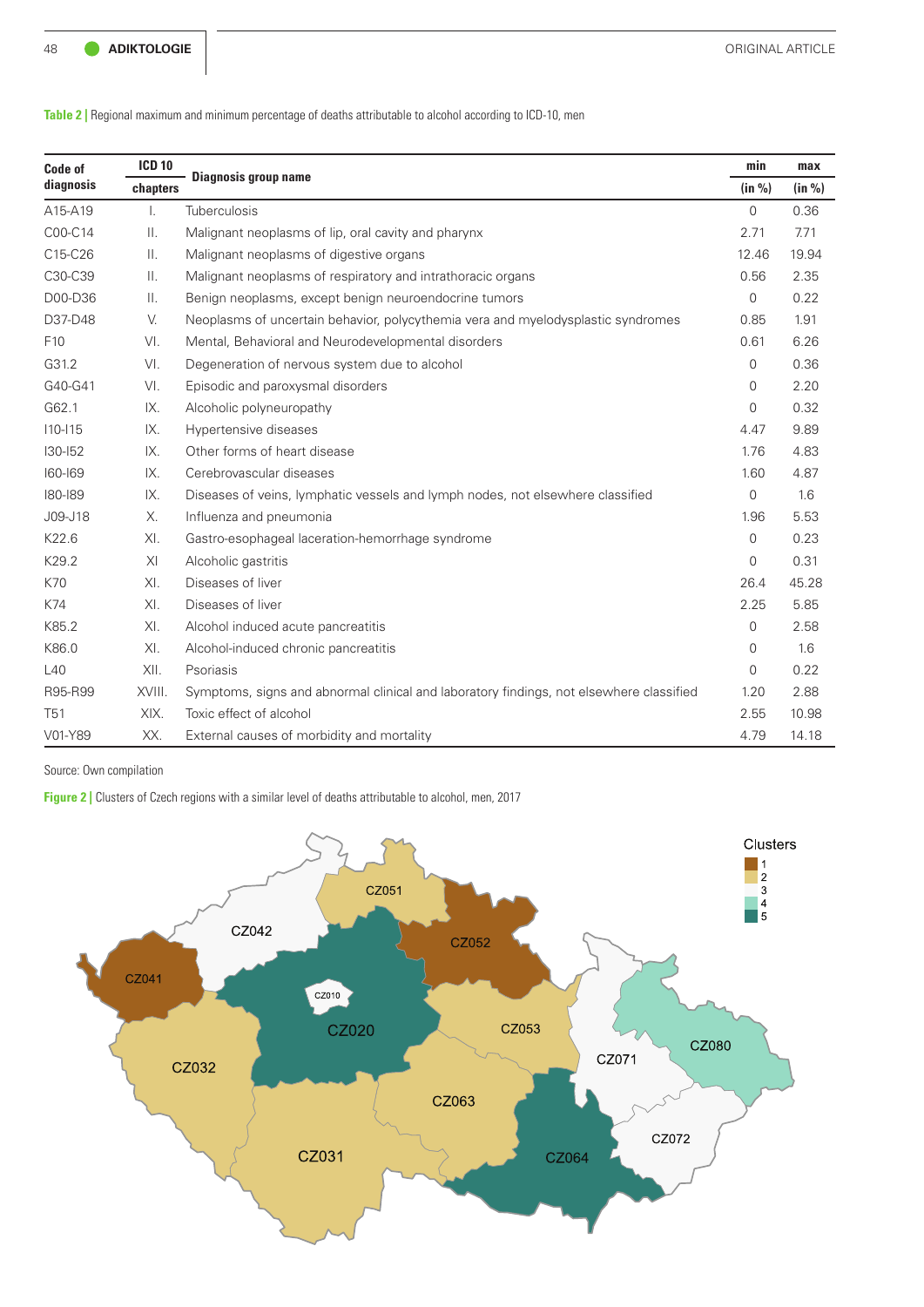**Table 2 |** Regional maximum and minimum percentage of deaths attributable to alcohol according to ICD-10, men

| Code of diagnosis | ICD 10 chapters | Diagnosis group name | min (in %) | max (in %) |
|---|---|---|---|---|
| A15-A19 | I. | Tuberculosis | 0 | 0.36 |
| C00-C14 | II. | Malignant neoplasms of lip, oral cavity and pharynx | 2.71 | 7.71 |
| C15-C26 | II. | Malignant neoplasms of digestive organs | 12.46 | 19.94 |
| C30-C39 | II. | Malignant neoplasms of respiratory and intrathoracic organs | 0.56 | 2.35 |
| D00-D36 | II. | Benign neoplasms, except benign neuroendocrine tumors | 0 | 0.22 |
| D37-D48 | V. | Neoplasms of uncertain behavior, polycythemia vera and myelodysplastic syndromes | 0.85 | 1.91 |
| F10 | VI. | Mental, Behavioral and Neurodevelopmental disorders | 0.61 | 6.26 |
| G31.2 | VI. | Degeneration of nervous system due to alcohol | 0 | 0.36 |
| G40-G41 | VI. | Episodic and paroxysmal disorders | 0 | 2.20 |
| G62.1 | IX. | Alcoholic polyneuropathy | 0 | 0.32 |
| I10-I15 | IX. | Hypertensive diseases | 4.47 | 9.89 |
| I30-I52 | IX. | Other forms of heart disease | 1.76 | 4.83 |
| I60-I69 | IX. | Cerebrovascular diseases | 1.60 | 4.87 |
| I80-I89 | IX. | Diseases of veins, lymphatic vessels and lymph nodes, not elsewhere classified | 0 | 1.6 |
| J09-J18 | X. | Influenza and pneumonia | 1.96 | 5.53 |
| K22.6 | XI. | Gastro-esophageal laceration-hemorrhage syndrome | 0 | 0.23 |
| K29.2 | XI | Alcoholic gastritis | 0 | 0.31 |
| K70 | XI. | Diseases of liver | 26.4 | 45.28 |
| K74 | XI. | Diseases of liver | 2.25 | 5.85 |
| K85.2 | XI. | Alcohol induced acute pancreatitis | 0 | 2.58 |
| K86.0 | XI. | Alcohol-induced chronic pancreatitis | 0 | 1.6 |
| L40 | XII. | Psoriasis | 0 | 0.22 |
| R95-R99 | XVIII. | Symptoms, signs and abnormal clinical and laboratory findings, not elsewhere classified | 1.20 | 2.88 |
| T51 | XIX. | Toxic effect of alcohol | 2.55 | 10.98 |
| V01-Y89 | XX. | External causes of morbidity and mortality | 4.79 | 14.18 |

Source: Own compilation

**Figure 2 |** Clusters of Czech regions with a similar level of deaths attributable to alcohol, men, 2017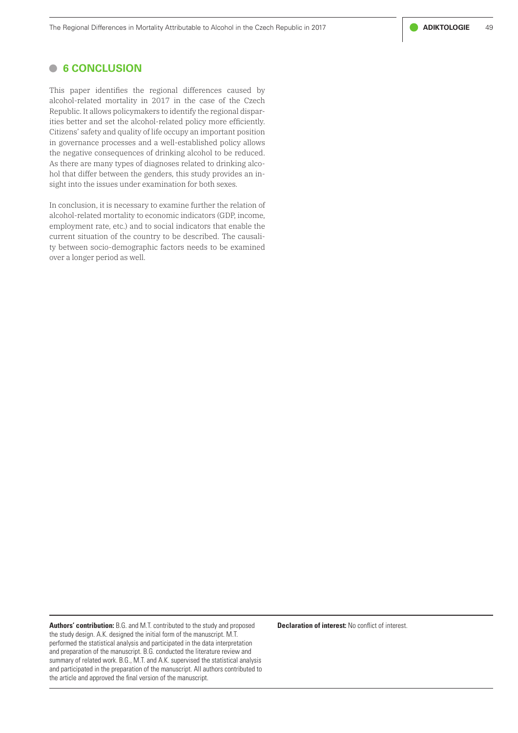## 6 CONCLUSION

This paper identifies the regional differences caused by alcohol-related mortality in 2017 in the case of the Czech Republic. It allows policymakers to identify the regional disparities better and set the alcohol-related policy more efficiently. Citizens' safety and quality of life occupy an important position in governance processes and a well-established policy allows the negative consequences of drinking alcohol to be reduced. As there are many types of diagnoses related to drinking alcohol that differ between the genders, this study provides an insight into the issues under examination for both sexes.

In conclusion, it is necessary to examine further the relation of alcohol-related mortality to economic indicators (GDP, income, employment rate, etc.) and to social indicators that enable the current situation of the country to be described. The causality between socio-demographic factors needs to be examined over a longer period as well.

**Authors' contribution:** B.G. and M.T. contributed to the study and proposed the study design. A.K. designed the initial form of the manuscript. M.T. performed the statistical analysis and participated in the data interpretation and preparation of the manuscript. B.G. conducted the literature review and summary of related work. B.G., M.T. and A.K. supervised the statistical analysis and participated in the preparation of the manuscript. All authors contributed to the article and approved the final version of the manuscript.

**Declaration of interest:** No conflict of interest.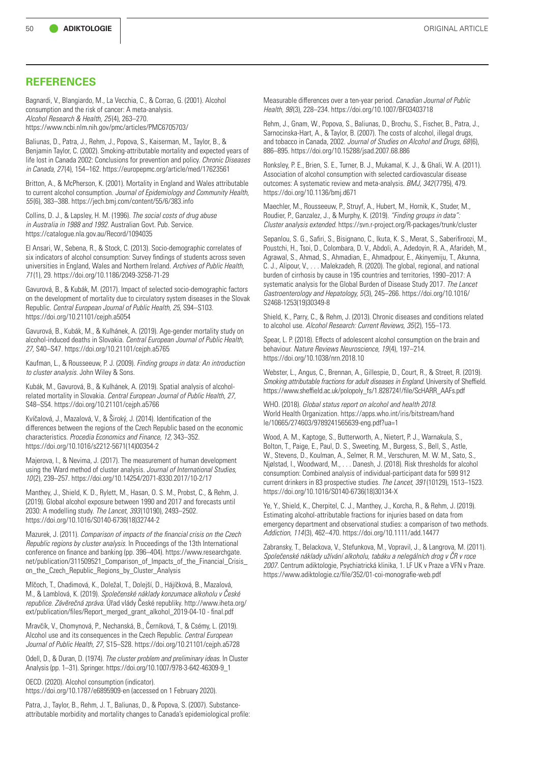## REFERENCES

Bagnardi, V., Blangiardo, M., La Vecchia, C., & Corrao, G. (2001). Alcohol consumption and the risk of cancer: A meta-analysis. *Alcohol Research & Health, 25*(4), 263–270. https://www.ncbi.nlm.nih.gov/pmc/articles/PMC6705703/

Baliunas, D., Patra, J., Rehm, J., Popova, S., Kaiserman, M., Taylor, B., & Benjamin Taylor, C. (2002). Smoking-attributable mortality and expected years of life lost in Canada 2002: Conclusions for prevention and policy. *Chronic Diseases in Canada, 27*(4), 154–162. https://europepmc.org/article/med/17623561

Britton, A., & McPherson, K. (2001). Mortality in England and Wales attributable to current alcohol consumption. *Journal of Epidemiology and Community Health, 55*(6), 383–388. https://jech.bmj.com/content/55/6/383.info

Collins, D. J., & Lapsley, H. M. (1996). *The social costs of drug abuse in Australia in 1988 and 1992.* Australian Govt. Pub. Service. https://catalogue.nla.gov.au/Record/1094035

El Ansari, W., Sebena, R., & Stock, C. (2013). Socio-demographic correlates of six indicators of alcohol consumption: Survey findings of students across seven universities in England, Wales and Northern Ireland. *Archives of Public Health, 71*(1), 29. https://doi.org/10.1186/2049-3258-71-29

Gavurová, B., & Kubák, M. (2017). Impact of selected socio-demographic factors on the development of mortality due to circulatory system diseases in the Slovak Republic. *Central European Journal of Public Health, 25,* S94–S103. https://doi.org/10.21101/cejph.a5054

Gavurová, B., Kubák, M., & Kulhánek, A. (2019). Age-gender mortality study on alcohol-induced deaths in Slovakia. *Central European Journal of Public Health, 27,* S40–S47. https://doi.org/10.21101/cejph.a5765

Kaufman, L., & Rousseeuw, P. J. (2009). *Finding groups in data: An introduction to cluster analysis.* John Wiley & Sons.

Kubák, M., Gavurová, B., & Kulhánek, A. (2019). Spatial analysis of alcohol-related mortality in Slovakia. *Central European Journal of Public Health, 27,* S48–S54. https://doi.org/10.21101/cejph.a5766

Kvíčalová, J., Mazalová, V., & Široký, J. (2014). Identification of the differences between the regions of the Czech Republic based on the economic characteristics. *Procedia Economics and Finance, 12,* 343–352. https://doi.org/10.1016/s2212-5671(14)00354-2

Majerova, I., & Nevima, J. (2017). The measurement of human development using the Ward method of cluster analysis. *Journal of International Studies, 10*(2), 239–257. https://doi.org/10.14254/2071-8330.2017/10-2/17

Manthey, J., Shield, K. D., Rylett, M., Hasan, O. S. M., Probst, C., & Rehm, J. (2019). Global alcohol exposure between 1990 and 2017 and forecasts until 2030: A modelling study. *The Lancet, 393*(10190), 2493–2502. https://doi.org/10.1016/S0140-6736(18)32744-2

Mazurek, J. (2011). *Comparison of impacts of the financial crisis on the Czech Republic regions by cluster analysis.* In Proceedings of the 13th International conference on finance and banking (pp. 396–404). https://www.researchgate.net/publication/311509521_Comparison_of_Impacts_of_the_Financial_Crisis_on_the_Czech_Republic_Regions_by_Cluster_Analysis

Mlčoch, T., Chadimová, K., Doležal, T., Dolejší, D., Hájíčková, B., Mazalová, M., & Lamblová, K. (2019). *Společenské náklady konzumace alkoholu v České republice. Závěrečná zpráva.* Úřad vlády České republiky. http://www.iheta.org/ext/publication/files/Report_merged_grant_alkohol_2019-04-10 - final.pdf

Mravčík, V., Chomynová, P., Nechanská, B., Černíková, T., & Csémy, L. (2019). Alcohol use and its consequences in the Czech Republic. *Central European Journal of Public Health, 27,* S15–S28. https://doi.org/10.21101/cejph.a5728

Odell, D., & Duran, D. (1974). *The cluster problem and preliminary ideas.* In Cluster Analysis (pp. 1–31). Springer. https://doi.org/10.1007/978-3-642-46309-9_1

OECD. (2020). Alcohol consumption (indicator). https://doi.org/10.1787/e6895909-en (accessed on 1 February 2020).

Patra, J., Taylor, B., Rehm, J. T., Baliunas, D., & Popova, S. (2007). Substance-attributable morbidity and mortality changes to Canada's epidemiological profile: Measurable differences over a ten-year period. *Canadian Journal of Public Health, 98*(3), 228–234. https://doi.org/10.1007/BF03403718

Rehm, J., Gnam, W., Popova, S., Baliunas, D., Brochu, S., Fischer, B., Patra, J., Sarnocinska-Hart, A., & Taylor, B. (2007). The costs of alcohol, illegal drugs, and tobacco in Canada, 2002. *Journal of Studies on Alcohol and Drugs, 68*(6), 886–895. https://doi.org/10.15288/jsad.2007.68.886

Ronksley, P. E., Brien, S. E., Turner, B. J., Mukamal, K. J., & Ghali, W. A. (2011). Association of alcohol consumption with selected cardiovascular disease outcomes: A systematic review and meta-analysis. *BMJ, 342*(7795), 479. https://doi.org/10.1136/bmj.d671

Maechler, M., Rousseeuw, P., Struyf, A., Hubert, M., Hornik, K., Studer, M., Roudier, P., Ganzalez, J., & Murphy, K. (2019). *"Finding groups in data": Cluster analysis extended.* https://svn.r-project.org/R-packages/trunk/cluster

Sepanlou, S. G., Safiri, S., Bisignano, C., Ikuta, K. S., Merat, S., Saberifiroozi, M., Poustchi, H., Tsoi, D., Colombara, D. V., Abdoli, A., Adedoyin, R. A., Afarideh, M., Agrawal, S., Ahmad, S., Ahmadian, E., Ahmadpour, E., Akinyemiju, T., Akunna, C. J., Alipour, V., . . . Malekzadeh, R. (2020). The global, regional, and national burden of cirrhosis by cause in 195 countries and territories, 1990–2017: A systematic analysis for the Global Burden of Disease Study 2017. *The Lancet Gastroenterology and Hepatology, 5*(3), 245–266. https://doi.org/10.1016/S2468-1253(19)30349-8

Shield, K., Parry, C., & Rehm, J. (2013). Chronic diseases and conditions related to alcohol use. *Alcohol Research: Current Reviews, 35*(2), 155–173.

Spear, L. P. (2018). Effects of adolescent alcohol consumption on the brain and behaviour. *Nature Reviews Neuroscience, 19*(4), 197–214. https://doi.org/10.1038/nrn.2018.10

Webster, L., Angus, C., Brennan, A., Gillespie, D., Court, R., & Street, R. (2019). *Smoking attributable fractions for adult diseases in England.* University of Sheffield. https://www.sheffield.ac.uk/polopoly_fs/1.828724!/file/ScHARR_AAFs.pdf

WHO. (2018). *Global status report on alcohol and health 2018.* World Health Organization. https://apps.who.int/iris/bitstream/handle/10665/274603/9789241565639-eng.pdf?ua=1

Wood, A. M., Kaptoge, S., Butterworth, A., Nietert, P. J., Warnakula, S., Bolton, T., Paige, E., Paul, D. S., Sweeting, M., Burgess, S., Bell, S., Astle, W., Stevens, D., Koulman, A., Selmer, R. M., Verschuren, M. W. M., Sato, S., Njølstad, I., Woodward, M., . . . Danesh, J. (2018). Risk thresholds for alcohol consumption: Combined analysis of individual-participant data for 599 912 current drinkers in 83 prospective studies. *The Lancet, 391*(10129), 1513–1523. https://doi.org/10.1016/S0140-6736(18)30134-X

Ye, Y., Shield, K., Cherpitel, C. J., Manthey, J., Korcha, R., & Rehm, J. (2019). Estimating alcohol-attributable fractions for injuries based on data from emergency department and observational studies: a comparison of two methods. *Addiction, 114*(3), 462–470. https://doi.org/10.1111/add.14477

Zabransky, T., Belackova, V., Stefunkova, M., Vopravil, J., & Langrova, M. (2011). *Společenské náklady užívání alkoholu, tabáku a nelegálních drog v ČR v roce 2007.* Centrum adiktologie, Psychiatrická klinika, 1. LF UK v Praze a VFN v Praze. https://www.adiktologie.cz/file/352/01-coi-monografie-web.pdf